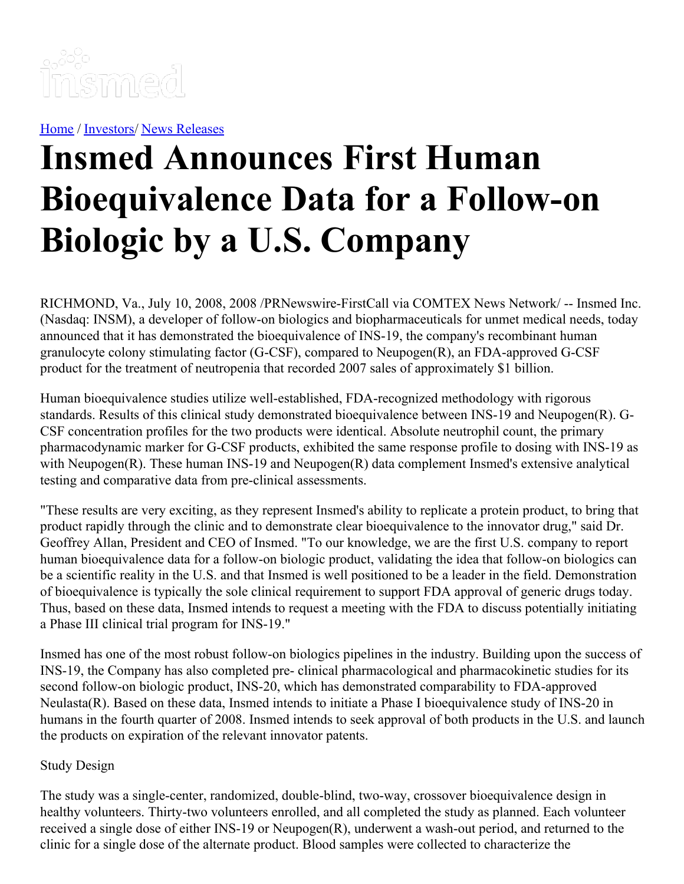Home / Investors/ News Releases

# Insmed Announces First Human Bioequivalence Data for a Follow-on Biologic by a U.S. Company

RICHMOND, Va., July 10, 2008, 2008 /PRNewswire-FirstCall via COMTEX News Network/ -- Insmed Inc. (Nasdaq: INSM), a developer of follow-on biologics and biopharmaceuticals for unmet medical needs, today announced that it has demonstrated the bioequivalence of INS-19, the company's recombinant human granulocyte colony stimulating factor (G-CSF), compared to Neupogen(R), an FDA-approved G-CSF product for the treatment of neutropenia that recorded 2007 sales of approximately $1 billion.

Human bioequivalence studies utilize well-established, FDA-recognized methodology with rigorous standards. Results of this clinical study demonstrated bioequivalence between INS-19 and Neupogen(R). G-CSF concentration profiles for the two products were identical. Absolute neutrophil count, the primary pharmacodynamic marker for G-CSF products, exhibited the same response profile to dosing with INS-19 as with Neupogen(R). These human INS-19 and Neupogen(R) data complement Insmed's extensive analytical testing and comparative data from pre-clinical assessments.

"These results are very exciting, as they represent Insmed's ability to replicate a protein product, to bring that product rapidly through the clinic and to demonstrate clear bioequivalence to the innovator drug," said Dr. Geoffrey Allan, President and CEO of Insmed. "To our knowledge, we are the first U.S. company to report human bioequivalence data for a follow-on biologic product, validating the idea that follow-on biologics can be a scientific reality in the U.S. and that Insmed is well positioned to be a leader in the field. Demonstration of bioequivalence is typically the sole clinical requirement to support FDA approval of generic drugs today. Thus, based on these data, Insmed intends to request a meeting with the FDA to discuss potentially initiating a Phase III clinical trial program for INS-19."

Insmed has one of the most robust follow-on biologics pipelines in the industry. Building upon the success of INS-19, the Company has also completed pre- clinical pharmacological and pharmacokinetic studies for its second follow-on biologic product, INS-20, which has demonstrated comparability to FDA-approved Neulasta(R). Based on these data, Insmed intends to initiate a Phase I bioequivalence study of INS-20 in humans in the fourth quarter of 2008. Insmed intends to seek approval of both products in the U.S. and launch the products on expiration of the relevant innovator patents.

Study Design

The study was a single-center, randomized, double-blind, two-way, crossover bioequivalence design in healthy volunteers. Thirty-two volunteers enrolled, and all completed the study as planned. Each volunteer received a single dose of either INS-19 or Neupogen(R), underwent a wash-out period, and returned to the clinic for a single dose of the alternate product. Blood samples were collected to characterize the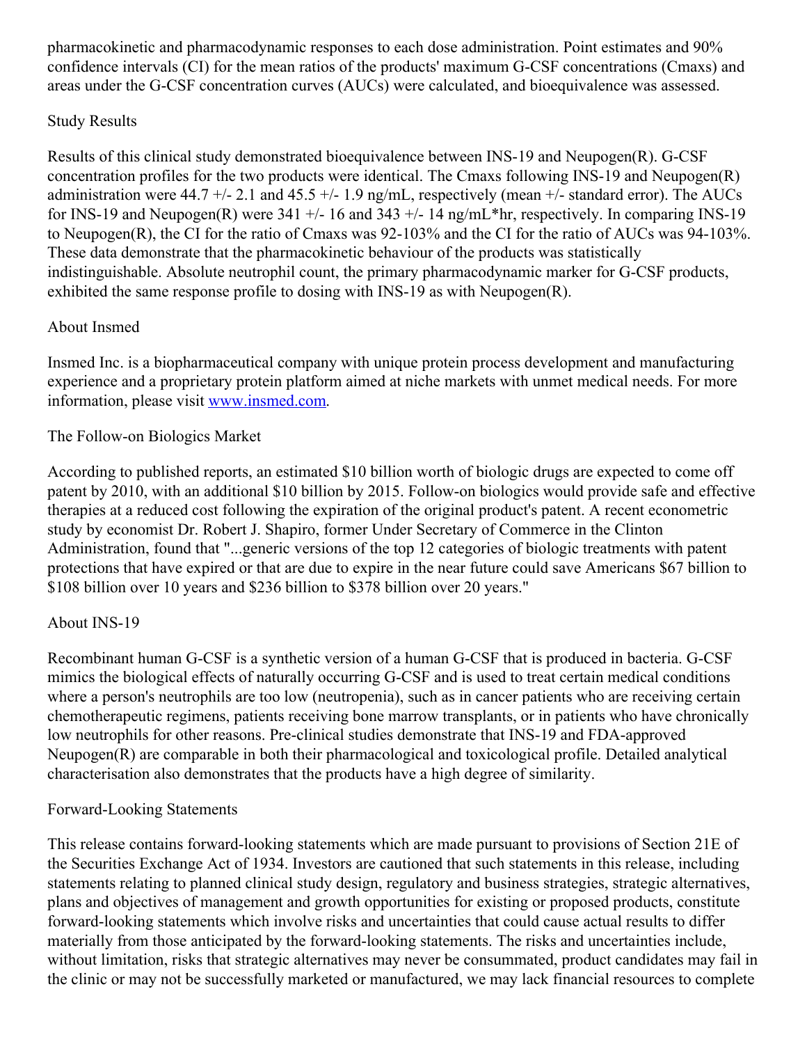pharmacokinetic and pharmacodynamic responses to each dose administration. Point estimates and 90% confidence intervals (CI) for the mean ratios of the products' maximum G-CSF concentrations (Cmaxs) and areas under the G-CSF concentration curves (AUCs) were calculated, and bioequivalence was assessed.

## Study Results

Results of this clinical study demonstrated bioequivalence between INS-19 and Neupogen(R). G-CSF concentration profiles for the two products were identical. The Cmaxs following INS-19 and Neupogen(R) administration were 44.7 +/- 2.1 and 45.5 +/- 1.9 ng/mL, respectively (mean +/- standard error). The AUCs for INS-19 and Neupogen(R) were 341 +/- 16 and 343 +/- 14 ng/mL*hr, respectively. In comparing INS-19 to Neupogen(R), the CI for the ratio of Cmaxs was 92-103% and the CI for the ratio of AUCs was 94-103%. These data demonstrate that the pharmacokinetic behaviour of the products was statistically indistinguishable. Absolute neutrophil count, the primary pharmacodynamic marker for G-CSF products, exhibited the same response profile to dosing with INS-19 as with Neupogen(R).

## About Insmed

Insmed Inc. is a biopharmaceutical company with unique protein process development and manufacturing experience and a proprietary protein platform aimed at niche markets with unmet medical needs. For more information, please visit [www.insmed.com](http://www.insmed.com).

## The Follow-on Biologics Market

According to published reports, an estimated $10 billion worth of biologic drugs are expected to come off patent by 2010, with an additional $10 billion by 2015. Follow-on biologics would provide safe and effective therapies at a reduced cost following the expiration of the original product's patent. A recent econometric study by economist Dr. Robert J. Shapiro, former Under Secretary of Commerce in the Clinton Administration, found that "...generic versions of the top 12 categories of biologic treatments with patent protections that have expired or that are due to expire in the near future could save Americans $67 billion to $108 billion over 10 years and $236 billion to $378 billion over 20 years."

## About INS-19

Recombinant human G-CSF is a synthetic version of a human G-CSF that is produced in bacteria. G-CSF mimics the biological effects of naturally occurring G-CSF and is used to treat certain medical conditions where a person's neutrophils are too low (neutropenia), such as in cancer patients who are receiving certain chemotherapeutic regimens, patients receiving bone marrow transplants, or in patients who have chronically low neutrophils for other reasons. Pre-clinical studies demonstrate that INS-19 and FDA-approved Neupogen(R) are comparable in both their pharmacological and toxicological profile. Detailed analytical characterisation also demonstrates that the products have a high degree of similarity.

## Forward-Looking Statements

This release contains forward-looking statements which are made pursuant to provisions of Section 21E of the Securities Exchange Act of 1934. Investors are cautioned that such statements in this release, including statements relating to planned clinical study design, regulatory and business strategies, strategic alternatives, plans and objectives of management and growth opportunities for existing or proposed products, constitute forward-looking statements which involve risks and uncertainties that could cause actual results to differ materially from those anticipated by the forward-looking statements. The risks and uncertainties include, without limitation, risks that strategic alternatives may never be consummated, product candidates may fail in the clinic or may not be successfully marketed or manufactured, we may lack financial resources to complete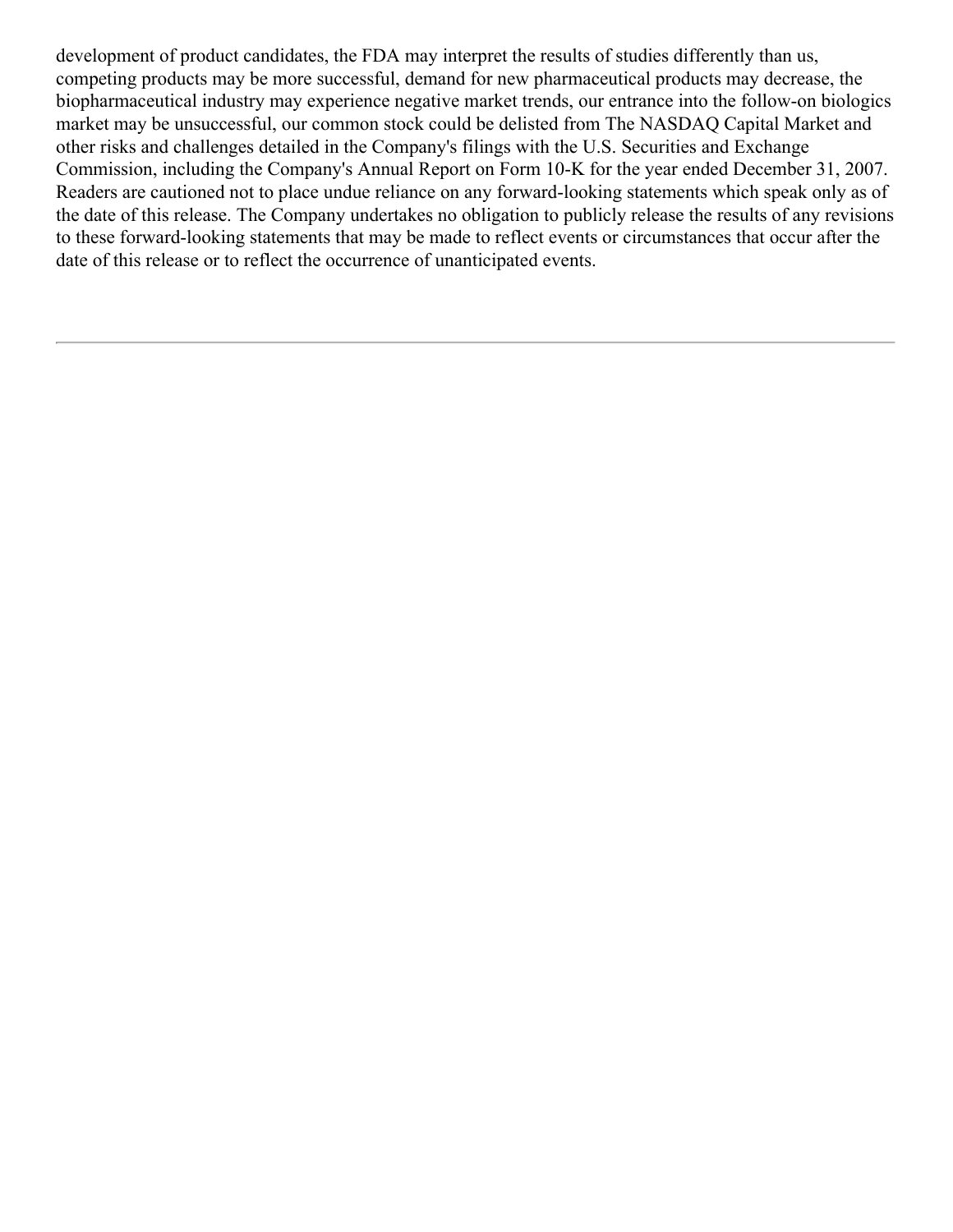development of product candidates, the FDA may interpret the results of studies differently than us, competing products may be more successful, demand for new pharmaceutical products may decrease, the biopharmaceutical industry may experience negative market trends, our entrance into the follow-on biologics market may be unsuccessful, our common stock could be delisted from The NASDAQ Capital Market and other risks and challenges detailed in the Company's filings with the U.S. Securities and Exchange Commission, including the Company's Annual Report on Form 10-K for the year ended December 31, 2007. Readers are cautioned not to place undue reliance on any forward-looking statements which speak only as of the date of this release. The Company undertakes no obligation to publicly release the results of any revisions to these forward-looking statements that may be made to reflect events or circumstances that occur after the date of this release or to reflect the occurrence of unanticipated events.